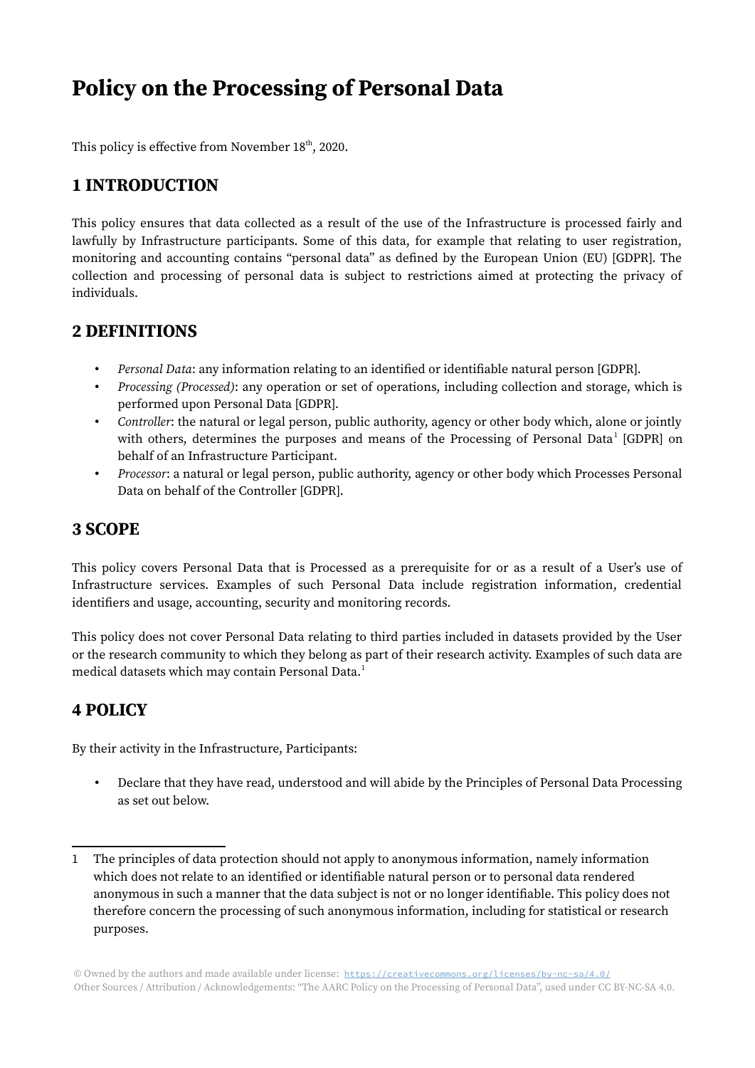# Policy on the Processing of Personal Data

This policy is effective from November 18th, 2020.

## 1 INTRODUCTION

This policy ensures that data collected as a result of the use of the Infrastructure is processed fairly and lawfully by Infrastructure participants. Some of this data, for example that relating to user registration, monitoring and accounting contains "personal data" as defined by the European Union (EU) [GDPR]. The collection and processing of personal data is subject to restrictions aimed at protecting the privacy of individuals.

## 2 DEFINITIONS

- *Personal Data*: any information relating to an identified or identifiable natural person [GDPR].
- *Processing (Processed)*: any operation or set of operations, including collection and storage, which is performed upon Personal Data [GDPR].
- *Controller*: the natural or legal person, public authority, agency or other body which, alone or jointly with others, determines the purposes and means of the Processing of Personal Data[1] [GDPR] on behalf of an Infrastructure Participant.
- *Processor*: a natural or legal person, public authority, agency or other body which Processes Personal Data on behalf of the Controller [GDPR].

## 3 SCOPE

This policy covers Personal Data that is Processed as a prerequisite for or as a result of a User's use of Infrastructure services. Examples of such Personal Data include registration information, credential identifiers and usage, accounting, security and monitoring records.

This policy does not cover Personal Data relating to third parties included in datasets provided by the User or the research community to which they belong as part of their research activity. Examples of such data are medical datasets which may contain Personal Data.[1]

## 4 POLICY

By their activity in the Infrastructure, Participants:

- Declare that they have read, understood and will abide by the Principles of Personal Data Processing as set out below.

---

1 The principles of data protection should not apply to anonymous information, namely information which does not relate to an identified or identifiable natural person or to personal data rendered anonymous in such a manner that the data subject is not or no longer identifiable. This policy does not therefore concern the processing of such anonymous information, including for statistical or research purposes.

© Owned by the authors and made available under license: https://creativecommons.org/licenses/by-nc-sa/4.0/
Other Sources / Attribution / Acknowledgements: "The AARC Policy on the Processing of Personal Data", used under CC BY-NC-SA 4.0.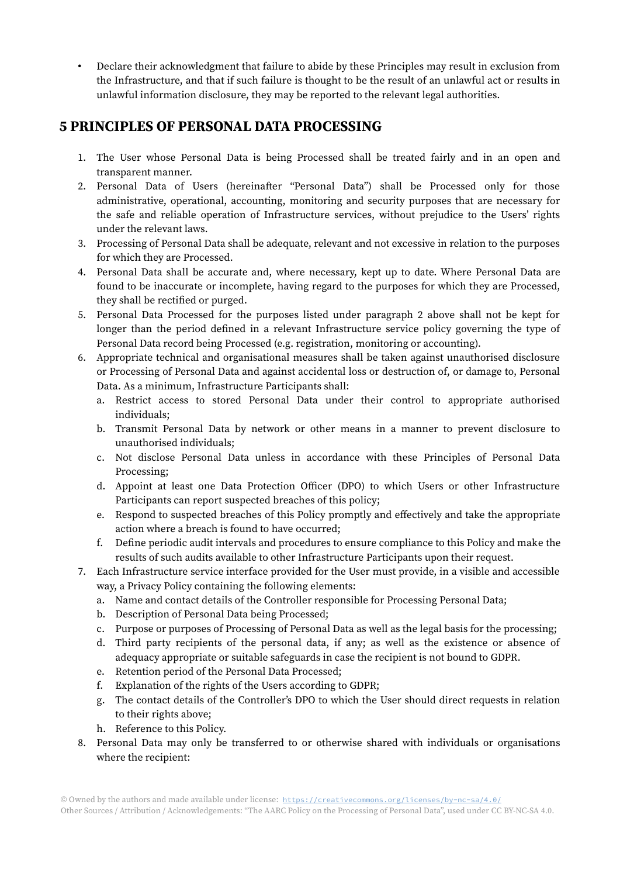- Declare their acknowledgment that failure to abide by these Principles may result in exclusion from the Infrastructure, and that if such failure is thought to be the result of an unlawful act or results in unlawful information disclosure, they may be reported to the relevant legal authorities.

## 5 PRINCIPLES OF PERSONAL DATA PROCESSING

1. The User whose Personal Data is being Processed shall be treated fairly and in an open and transparent manner.
2. Personal Data of Users (hereinafter "Personal Data") shall be Processed only for those administrative, operational, accounting, monitoring and security purposes that are necessary for the safe and reliable operation of Infrastructure services, without prejudice to the Users' rights under the relevant laws.
3. Processing of Personal Data shall be adequate, relevant and not excessive in relation to the purposes for which they are Processed.
4. Personal Data shall be accurate and, where necessary, kept up to date. Where Personal Data are found to be inaccurate or incomplete, having regard to the purposes for which they are Processed, they shall be rectified or purged.
5. Personal Data Processed for the purposes listed under paragraph 2 above shall not be kept for longer than the period defined in a relevant Infrastructure service policy governing the type of Personal Data record being Processed (e.g. registration, monitoring or accounting).
6. Appropriate technical and organisational measures shall be taken against unauthorised disclosure or Processing of Personal Data and against accidental loss or destruction of, or damage to, Personal Data. As a minimum, Infrastructure Participants shall:
   a. Restrict access to stored Personal Data under their control to appropriate authorised individuals;
   b. Transmit Personal Data by network or other means in a manner to prevent disclosure to unauthorised individuals;
   c. Not disclose Personal Data unless in accordance with these Principles of Personal Data Processing;
   d. Appoint at least one Data Protection Officer (DPO) to which Users or other Infrastructure Participants can report suspected breaches of this policy;
   e. Respond to suspected breaches of this Policy promptly and effectively and take the appropriate action where a breach is found to have occurred;
   f. Define periodic audit intervals and procedures to ensure compliance to this Policy and make the results of such audits available to other Infrastructure Participants upon their request.
7. Each Infrastructure service interface provided for the User must provide, in a visible and accessible way, a Privacy Policy containing the following elements:
   a. Name and contact details of the Controller responsible for Processing Personal Data;
   b. Description of Personal Data being Processed;
   c. Purpose or purposes of Processing of Personal Data as well as the legal basis for the processing;
   d. Third party recipients of the personal data, if any; as well as the existence or absence of adequacy appropriate or suitable safeguards in case the recipient is not bound to GDPR.
   e. Retention period of the Personal Data Processed;
   f. Explanation of the rights of the Users according to GDPR;
   g. The contact details of the Controller's DPO to which the User should direct requests in relation to their rights above;
   h. Reference to this Policy.
8. Personal Data may only be transferred to or otherwise shared with individuals or organisations where the recipient:

© Owned by the authors and made available under license: https://creativecommons.org/licenses/by-nc-sa/4.0/
Other Sources / Attribution / Acknowledgements: "The AARC Policy on the Processing of Personal Data", used under CC BY-NC-SA 4.0.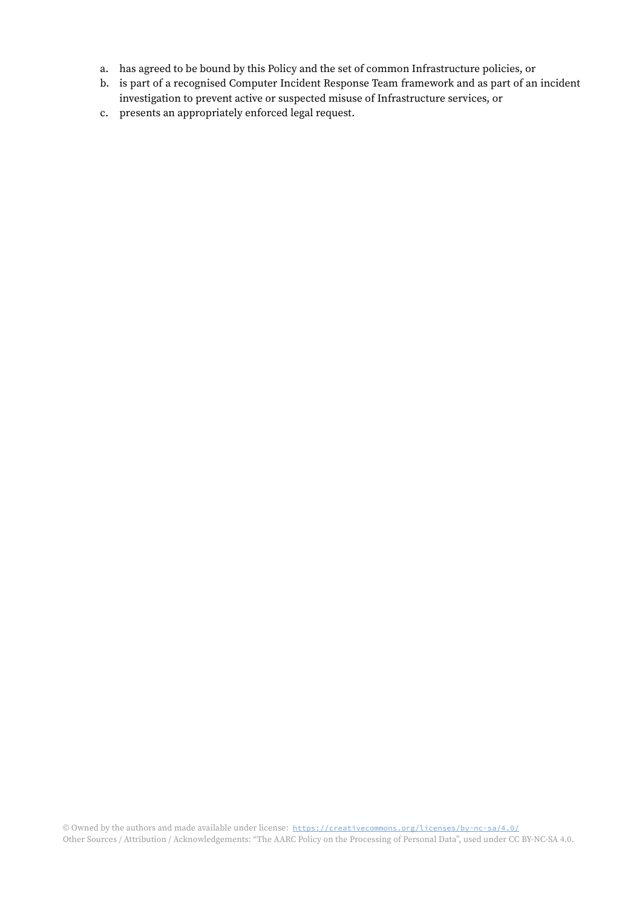a. has agreed to be bound by this Policy and the set of common Infrastructure policies, or
b. is part of a recognised Computer Incident Response Team framework and as part of an incident investigation to prevent active or suspected misuse of Infrastructure services, or
c. presents an appropriately enforced legal request.